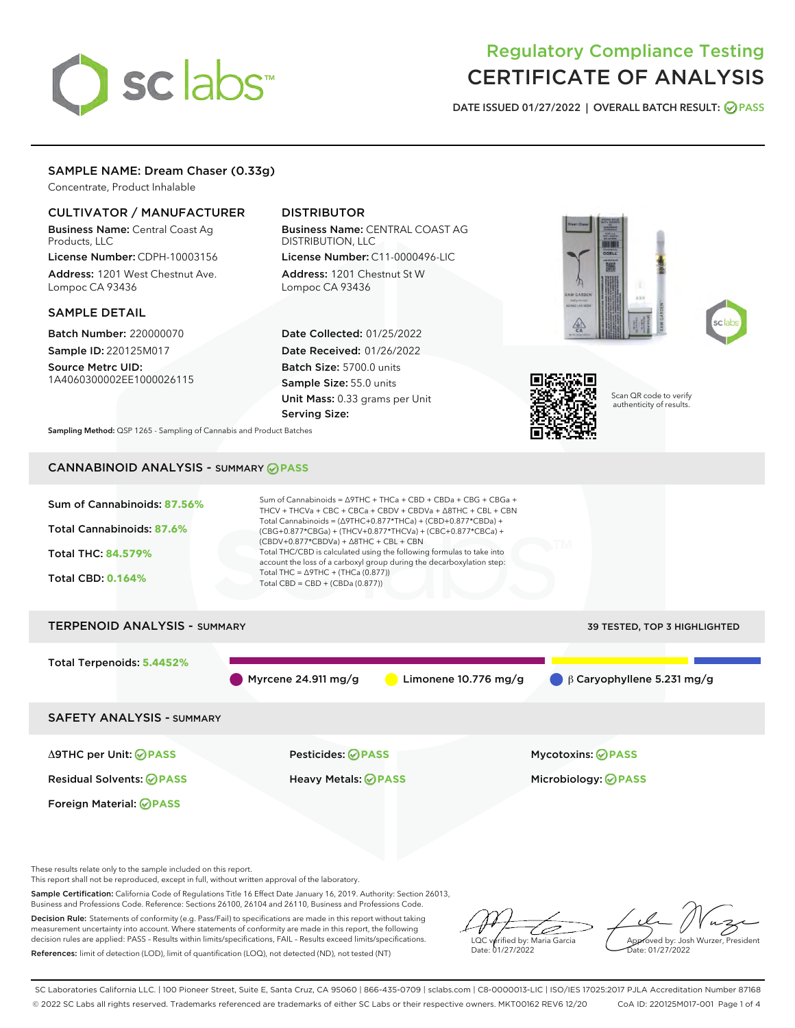# Regulatory Compliance Testing
# CERTIFICATE OF ANALYSIS

DATE ISSUED 01/27/2022 | OVERALL BATCH RESULT: PASS

## SAMPLE NAME: Dream Chaser (0.33g)

Concentrate, Product Inhalable

### CULTIVATOR / MANUFACTURER

**Business Name:** Central Coast Ag Products, LLC

**License Number:** CDPH-10003156

**Address:** 1201 West Chestnut Ave. Lompoc CA 93436

### DISTRIBUTOR

**Business Name:** CENTRAL COAST AG DISTRIBUTION, LLC

**License Number:** C11-0000496-LIC

**Address:** 1201 Chestnut St W Lompoc CA 93436

### SAMPLE DETAIL

**Batch Number:** 220000070

**Sample ID:** 220125M017

**Source Metrc UID:** 1A4060300002EE1000026115

**Date Collected:** 01/25/2022

**Date Received:** 01/26/2022

**Batch Size:** 5700.0 units

**Sample Size:** 55.0 units

**Unit Mass:** 0.33 grams per Unit

**Serving Size:**

**Sampling Method:** QSP 1265 - Sampling of Cannabis and Product Batches

Scan QR code to verify authenticity of results.

## CANNABINOID ANALYSIS - SUMMARY PASS

Sum of Cannabinoids: **87.56%**

Total Cannabinoids: **87.6%**

Total THC: **84.579%**

Total CBD: **0.164%**

Sum of Cannabinoids = Δ9THC + THCa + CBD + CBDa + CBG + CBGa + THCV + THCVa + CBC + CBCa + CBDV + CBDVa + Δ8THC + CBL + CBN

Total Cannabinoids = (Δ9THC+0.877*THCa) + (CBD+0.877*CBDa) + (CBG+0.877*CBGa) + (THCV+0.877*THCVa) + (CBC+0.877*CBCa) + (CBDV+0.877*CBDVa) + Δ8THC + CBL + CBN

Total THC/CBD is calculated using the following formulas to take into account the loss of a carboxyl group during the decarboxylation step:

Total THC = Δ9THC + (THCa (0.877))

Total CBD = CBD + (CBDa (0.877))

## TERPENOID ANALYSIS - SUMMARY

39 TESTED, TOP 3 HIGHLIGHTED

Total Terpenoids: **5.4452%**

Myrcene 24.911 mg/g | Limonene 10.776 mg/g | β Caryophyllene 5.231 mg/g

## SAFETY ANALYSIS - SUMMARY

| | | |
|---|---|---|
| Δ9THC per Unit: PASS | Pesticides: PASS | Mycotoxins: PASS |
| Residual Solvents: PASS | Heavy Metals: PASS | Microbiology: PASS |
| Foreign Material: PASS | | |

These results relate only to the sample included on this report.
This report shall not be reproduced, except in full, without written approval of the laboratory.

**Sample Certification:** California Code of Regulations Title 16 Effect Date January 16, 2019. Authority: Section 26013, Business and Professions Code. Reference: Sections 26100, 26104 and 26110, Business and Professions Code.

**Decision Rule:** Statements of conformity (e.g. Pass/Fail) to specifications are made in this report without taking measurement uncertainty into account. Where statements of conformity are made in this report, the following decision rules are applied: PASS - Results within limits/specifications, FAIL - Results exceed limits/specifications.

**References:** limit of detection (LOD), limit of quantification (LOQ), not detected (ND), not tested (NT)

LQC verified by: Maria Garcia
Date: 01/27/2022

Approved by: Josh Wurzer, President
Date: 01/27/2022

SC Laboratories California LLC. | 100 Pioneer Street, Suite E, Santa Cruz, CA 95060 | 866-435-0709 | sclabs.com | C8-0000013-LIC | ISO/IES 17025:2017 PJLA Accreditation Number 87168
© 2022 SC Labs all rights reserved. Trademarks referenced are trademarks of either SC Labs or their respective owners. MKT00162 REV6 12/20 CoA ID: 220125M017-001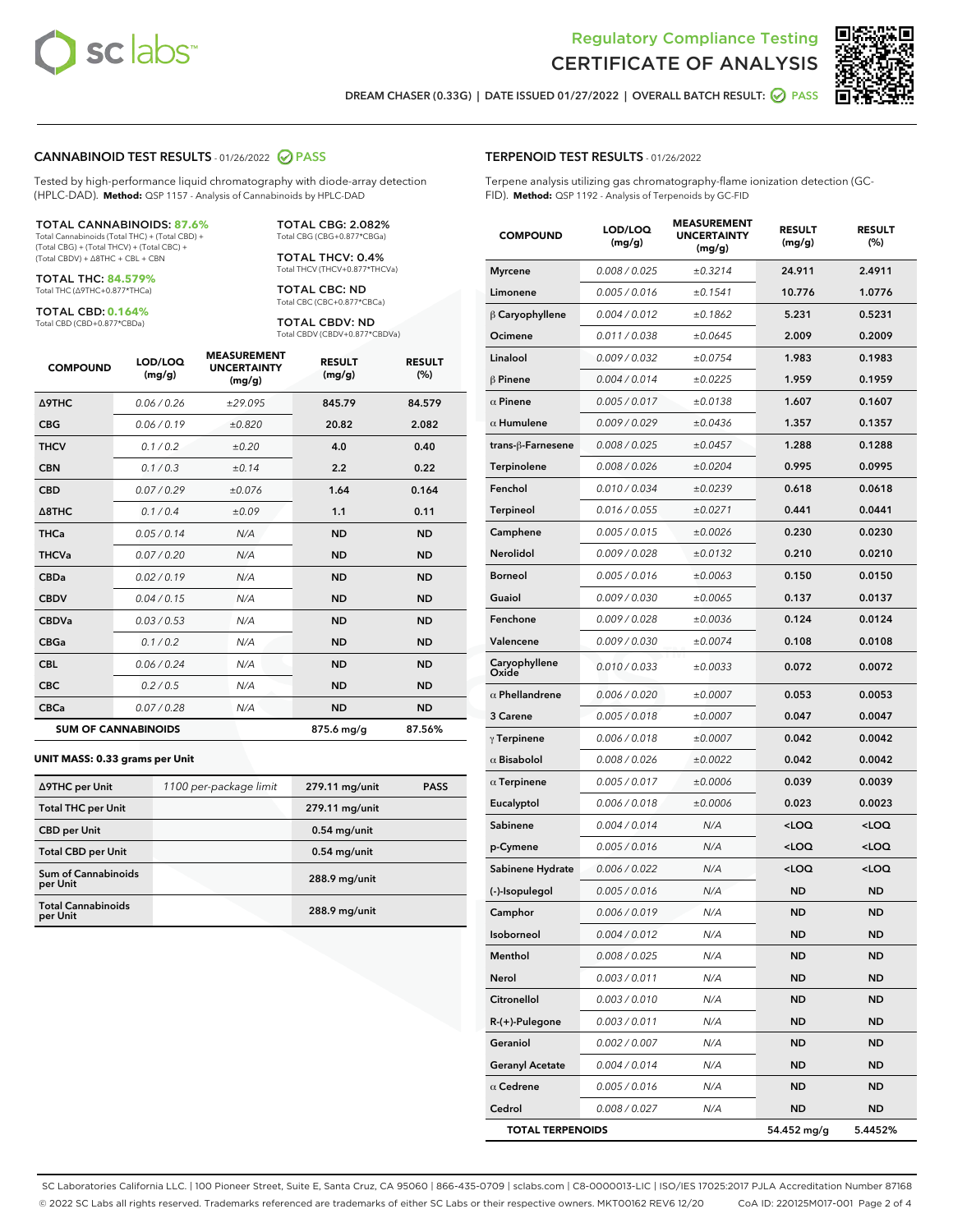Regulatory Compliance Testing
# CERTIFICATE OF ANALYSIS

DREAM CHASER (0.33G) | DATE ISSUED 01/27/2022 | OVERALL BATCH RESULT: PASS

## CANNABINOID TEST RESULTS - 01/26/2022 PASS

Tested by high-performance liquid chromatography with diode-array detection (HPLC-DAD). **Method:** QSP 1157 - Analysis of Cannabinoids by HPLC-DAD

**TOTAL CANNABINOIDS: 87.6%**
Total Cannabinoids (Total THC) + (Total CBD) + (Total CBG) + (Total THCV) + (Total CBC) + (Total CBDV) + Δ8THC + CBL + CBN

**TOTAL THC: 84.579%**
Total THC (Δ9THC+0.877*THCa)

**TOTAL CBD: 0.164%**
Total CBD (CBD+0.877*CBDa)

**TOTAL CBG: 2.082%**
Total CBG (CBG+0.877*CBGa)

**TOTAL THCV: 0.4%**
Total THCV (THCV+0.877*THCVa)

**TOTAL CBC: ND**
Total CBC (CBC+0.877*CBCa)

**TOTAL CBDV: ND**
Total CBDV (CBDV+0.877*CBDVa)

| COMPOUND | LOD/LOQ (mg/g) | MEASUREMENT UNCERTAINTY (mg/g) | RESULT (mg/g) | RESULT (%) |
|---|---|---|---|---|
| Δ9THC | 0.06 / 0.26 | ±29.095 | 845.79 | 84.579 |
| CBG | 0.06 / 0.19 | ±0.820 | 20.82 | 2.082 |
| THCV | 0.1 / 0.2 | ±0.20 | 4.0 | 0.40 |
| CBN | 0.1 / 0.3 | ±0.14 | 2.2 | 0.22 |
| CBD | 0.07 / 0.29 | ±0.076 | 1.64 | 0.164 |
| Δ8THC | 0.1 / 0.4 | ±0.09 | 1.1 | 0.11 |
| THCa | 0.05 / 0.14 | N/A | ND | ND |
| THCVa | 0.07 / 0.20 | N/A | ND | ND |
| CBDa | 0.02 / 0.19 | N/A | ND | ND |
| CBDV | 0.04 / 0.15 | N/A | ND | ND |
| CBDVa | 0.03 / 0.53 | N/A | ND | ND |
| CBGa | 0.1 / 0.2 | N/A | ND | ND |
| CBL | 0.06 / 0.24 | N/A | ND | ND |
| CBC | 0.2 / 0.5 | N/A | ND | ND |
| CBCa | 0.07 / 0.28 | N/A | ND | ND |
| **SUM OF CANNABINOIDS** | | | 875.6 mg/g | 87.56% |

### UNIT MASS: 0.33 grams per Unit

| | | | |
|---|---|---|---|
| Δ9THC per Unit | 1100 per-package limit | 279.11 mg/unit | PASS |
| Total THC per Unit | | 279.11 mg/unit | |
| CBD per Unit | | 0.54 mg/unit | |
| Total CBD per Unit | | 0.54 mg/unit | |
| Sum of Cannabinoids per Unit | | 288.9 mg/unit | |
| Total Cannabinoids per Unit | | 288.9 mg/unit | |

## TERPENOID TEST RESULTS - 01/26/2022

Terpene analysis utilizing gas chromatography-flame ionization detection (GC-FID). **Method:** QSP 1192 - Analysis of Terpenoids by GC-FID

| COMPOUND | LOD/LOQ (mg/g) | MEASUREMENT UNCERTAINTY (mg/g) | RESULT (mg/g) | RESULT (%) |
|---|---|---|---|---|
| Myrcene | 0.008 / 0.025 | ±0.3214 | 24.911 | 2.4911 |
| Limonene | 0.005 / 0.016 | ±0.1541 | 10.776 | 1.0776 |
| β Caryophyllene | 0.004 / 0.012 | ±0.1862 | 5.231 | 0.5231 |
| Ocimene | 0.011 / 0.038 | ±0.0645 | 2.009 | 0.2009 |
| Linalool | 0.009 / 0.032 | ±0.0754 | 1.983 | 0.1983 |
| β Pinene | 0.004 / 0.014 | ±0.0225 | 1.959 | 0.1959 |
| α Pinene | 0.005 / 0.017 | ±0.0138 | 1.607 | 0.1607 |
| α Humulene | 0.009 / 0.029 | ±0.0436 | 1.357 | 0.1357 |
| trans-β-Farnesene | 0.008 / 0.025 | ±0.0457 | 1.288 | 0.1288 |
| Terpinolene | 0.008 / 0.026 | ±0.0204 | 0.995 | 0.0995 |
| Fenchol | 0.010 / 0.034 | ±0.0239 | 0.618 | 0.0618 |
| Terpineol | 0.016 / 0.055 | ±0.0271 | 0.441 | 0.0441 |
| Camphene | 0.005 / 0.015 | ±0.0026 | 0.230 | 0.0230 |
| Nerolidol | 0.009 / 0.028 | ±0.0132 | 0.210 | 0.0210 |
| Borneol | 0.005 / 0.016 | ±0.0063 | 0.150 | 0.0150 |
| Guaiol | 0.009 / 0.030 | ±0.0065 | 0.137 | 0.0137 |
| Fenchone | 0.009 / 0.028 | ±0.0036 | 0.124 | 0.0124 |
| Valencene | 0.009 / 0.030 | ±0.0074 | 0.108 | 0.0108 |
| Caryophyllene Oxide | 0.010 / 0.033 | ±0.0033 | 0.072 | 0.0072 |
| α Phellandrene | 0.006 / 0.020 | ±0.0007 | 0.053 | 0.0053 |
| 3 Carene | 0.005 / 0.018 | ±0.0007 | 0.047 | 0.0047 |
| γ Terpinene | 0.006 / 0.018 | ±0.0007 | 0.042 | 0.0042 |
| α Bisabolol | 0.008 / 0.026 | ±0.0022 | 0.042 | 0.0042 |
| α Terpinene | 0.005 / 0.017 | ±0.0006 | 0.039 | 0.0039 |
| Eucalyptol | 0.006 / 0.018 | ±0.0006 | 0.023 | 0.0023 |
| Sabinene | 0.004 / 0.014 | N/A | <LOQ | <LOQ |
| p-Cymene | 0.005 / 0.016 | N/A | <LOQ | <LOQ |
| Sabinene Hydrate | 0.006 / 0.022 | N/A | <LOQ | <LOQ |
| (-)-Isopulegol | 0.005 / 0.016 | N/A | ND | ND |
| Camphor | 0.006 / 0.019 | N/A | ND | ND |
| Isoborneol | 0.004 / 0.012 | N/A | ND | ND |
| Menthol | 0.008 / 0.025 | N/A | ND | ND |
| Nerol | 0.003 / 0.011 | N/A | ND | ND |
| Citronellol | 0.003 / 0.010 | N/A | ND | ND |
| R-(+)-Pulegone | 0.003 / 0.011 | N/A | ND | ND |
| Geraniol | 0.002 / 0.007 | N/A | ND | ND |
| Geranyl Acetate | 0.004 / 0.014 | N/A | ND | ND |
| α Cedrene | 0.005 / 0.016 | N/A | ND | ND |
| Cedrol | 0.008 / 0.027 | N/A | ND | ND |
| **TOTAL TERPENOIDS** | | | 54.452 mg/g | 5.4452% |

SC Laboratories California LLC. | 100 Pioneer Street, Suite E, Santa Cruz, CA 95060 | 866-435-0709 | sclabs.com | C8-0000013-LIC | ISO/IES 17025:2017 PJLA Accreditation Number 87168
© 2022 SC Labs all rights reserved. Trademarks referenced are trademarks of either SC Labs or their respective owners. MKT00162 REV6 12/20 CoA ID: 220125M017-001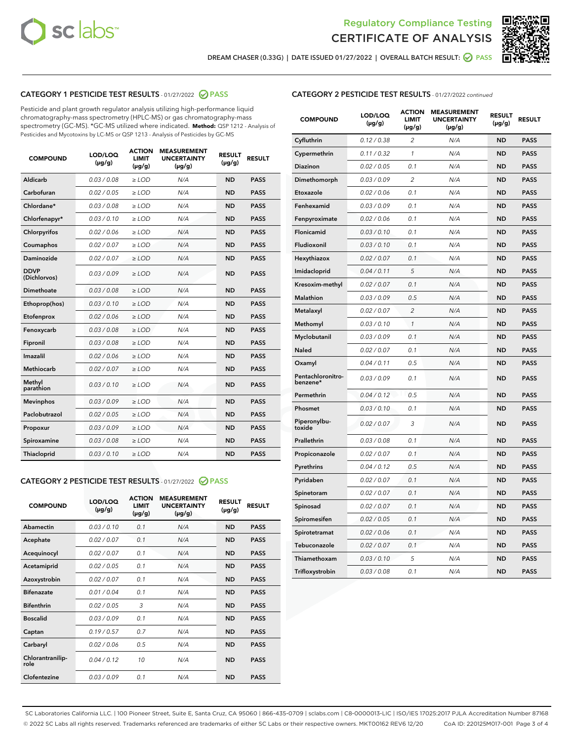Regulatory Compliance Testing

# CERTIFICATE OF ANALYSIS

DREAM CHASER (0.33G) | DATE ISSUED 01/27/2022 | OVERALL BATCH RESULT: PASS

## CATEGORY 1 PESTICIDE TEST RESULTS - 01/27/2022 PASS

Pesticide and plant growth regulator analysis utilizing high-performance liquid chromatography-mass spectrometry (HPLC-MS) or gas chromatography-mass spectrometry (GC-MS). *GC-MS utilized where indicated. **Method:** QSP 1212 - Analysis of Pesticides and Mycotoxins by LC-MS or QSP 1213 - Analysis of Pesticides by GC-MS

| COMPOUND | LOD/LOQ (µg/g) | ACTION LIMIT (µg/g) | MEASUREMENT UNCERTAINTY (µg/g) | RESULT (µg/g) | RESULT |
|---|---|---|---|---|---|
| Aldicarb | 0.03 / 0.08 | ≥ LOD | N/A | ND | PASS |
| Carbofuran | 0.02 / 0.05 | ≥ LOD | N/A | ND | PASS |
| Chlordane* | 0.03 / 0.08 | ≥ LOD | N/A | ND | PASS |
| Chlorfenapyr* | 0.03 / 0.10 | ≥ LOD | N/A | ND | PASS |
| Chlorpyrifos | 0.02 / 0.06 | ≥ LOD | N/A | ND | PASS |
| Coumaphos | 0.02 / 0.07 | ≥ LOD | N/A | ND | PASS |
| Daminozide | 0.02 / 0.07 | ≥ LOD | N/A | ND | PASS |
| DDVP (Dichlorvos) | 0.03 / 0.09 | ≥ LOD | N/A | ND | PASS |
| Dimethoate | 0.03 / 0.08 | ≥ LOD | N/A | ND | PASS |
| Ethoprop(hos) | 0.03 / 0.10 | ≥ LOD | N/A | ND | PASS |
| Etofenprox | 0.02 / 0.06 | ≥ LOD | N/A | ND | PASS |
| Fenoxycarb | 0.03 / 0.08 | ≥ LOD | N/A | ND | PASS |
| Fipronil | 0.03 / 0.08 | ≥ LOD | N/A | ND | PASS |
| Imazalil | 0.02 / 0.06 | ≥ LOD | N/A | ND | PASS |
| Methiocarb | 0.02 / 0.07 | ≥ LOD | N/A | ND | PASS |
| Methyl parathion | 0.03 / 0.10 | ≥ LOD | N/A | ND | PASS |
| Mevinphos | 0.03 / 0.09 | ≥ LOD | N/A | ND | PASS |
| Paclobutrazol | 0.02 / 0.05 | ≥ LOD | N/A | ND | PASS |
| Propoxur | 0.03 / 0.09 | ≥ LOD | N/A | ND | PASS |
| Spiroxamine | 0.03 / 0.08 | ≥ LOD | N/A | ND | PASS |
| Thiacloprid | 0.03 / 0.10 | ≥ LOD | N/A | ND | PASS |

## CATEGORY 2 PESTICIDE TEST RESULTS - 01/27/2022 PASS

| COMPOUND | LOD/LOQ (µg/g) | ACTION LIMIT (µg/g) | MEASUREMENT UNCERTAINTY (µg/g) | RESULT (µg/g) | RESULT |
|---|---|---|---|---|---|
| Abamectin | 0.03 / 0.10 | 0.1 | N/A | ND | PASS |
| Acephate | 0.02 / 0.07 | 0.1 | N/A | ND | PASS |
| Acequinocyl | 0.02 / 0.07 | 0.1 | N/A | ND | PASS |
| Acetamiprid | 0.02 / 0.05 | 0.1 | N/A | ND | PASS |
| Azoxystrobin | 0.02 / 0.07 | 0.1 | N/A | ND | PASS |
| Bifenazate | 0.01 / 0.04 | 0.1 | N/A | ND | PASS |
| Bifenthrin | 0.02 / 0.05 | 3 | N/A | ND | PASS |
| Boscalid | 0.03 / 0.09 | 0.1 | N/A | ND | PASS |
| Captan | 0.19 / 0.57 | 0.7 | N/A | ND | PASS |
| Carbaryl | 0.02 / 0.06 | 0.5 | N/A | ND | PASS |
| Chlorantraniliprole | 0.04 / 0.12 | 10 | N/A | ND | PASS |
| Clofentezine | 0.03 / 0.09 | 0.1 | N/A | ND | PASS |
| Cyfluthrin | 0.12 / 0.38 | 2 | N/A | ND | PASS |
| Cypermethrin | 0.11 / 0.32 | 1 | N/A | ND | PASS |
| Diazinon | 0.02 / 0.05 | 0.1 | N/A | ND | PASS |
| Dimethomorph | 0.03 / 0.09 | 2 | N/A | ND | PASS |
| Etoxazole | 0.02 / 0.06 | 0.1 | N/A | ND | PASS |
| Fenhexamid | 0.03 / 0.09 | 0.1 | N/A | ND | PASS |
| Fenpyroximate | 0.02 / 0.06 | 0.1 | N/A | ND | PASS |
| Flonicamid | 0.03 / 0.10 | 0.1 | N/A | ND | PASS |
| Fludioxonil | 0.03 / 0.10 | 0.1 | N/A | ND | PASS |
| Hexythiazox | 0.02 / 0.07 | 0.1 | N/A | ND | PASS |
| Imidacloprid | 0.04 / 0.11 | 5 | N/A | ND | PASS |
| Kresoxim-methyl | 0.02 / 0.07 | 0.1 | N/A | ND | PASS |
| Malathion | 0.03 / 0.09 | 0.5 | N/A | ND | PASS |
| Metalaxyl | 0.02 / 0.07 | 2 | N/A | ND | PASS |
| Methomyl | 0.03 / 0.10 | 1 | N/A | ND | PASS |
| Myclobutanil | 0.03 / 0.09 | 0.1 | N/A | ND | PASS |
| Naled | 0.02 / 0.07 | 0.1 | N/A | ND | PASS |
| Oxamyl | 0.04 / 0.11 | 0.5 | N/A | ND | PASS |
| Pentachloronitrobenzene* | 0.03 / 0.09 | 0.1 | N/A | ND | PASS |
| Permethrin | 0.04 / 0.12 | 0.5 | N/A | ND | PASS |
| Phosmet | 0.03 / 0.10 | 0.1 | N/A | ND | PASS |
| Piperonylbutoxide | 0.02 / 0.07 | 3 | N/A | ND | PASS |
| Prallethrin | 0.03 / 0.08 | 0.1 | N/A | ND | PASS |
| Propiconazole | 0.02 / 0.07 | 0.1 | N/A | ND | PASS |
| Pyrethrins | 0.04 / 0.12 | 0.5 | N/A | ND | PASS |
| Pyridaben | 0.02 / 0.07 | 0.1 | N/A | ND | PASS |
| Spinetoram | 0.02 / 0.07 | 0.1 | N/A | ND | PASS |
| Spinosad | 0.02 / 0.07 | 0.1 | N/A | ND | PASS |
| Spiromesifen | 0.02 / 0.05 | 0.1 | N/A | ND | PASS |
| Spirotetramat | 0.02 / 0.06 | 0.1 | N/A | ND | PASS |
| Tebuconazole | 0.02 / 0.07 | 0.1 | N/A | ND | PASS |
| Thiamethoxam | 0.03 / 0.10 | 5 | N/A | ND | PASS |
| Trifloxystrobin | 0.03 / 0.08 | 0.1 | N/A | ND | PASS |

SC Laboratories California LLC. | 100 Pioneer Street, Suite E, Santa Cruz, CA 95060 | 866-435-0709 | sclabs.com | C8-0000013-LIC | ISO/IES 17025:2017 PJLA Accreditation Number 87168
© 2022 SC Labs all rights reserved. Trademarks referenced are trademarks of either SC Labs or their respective owners. MKT00162 REV6 12/20 CoA ID: 220125M017-001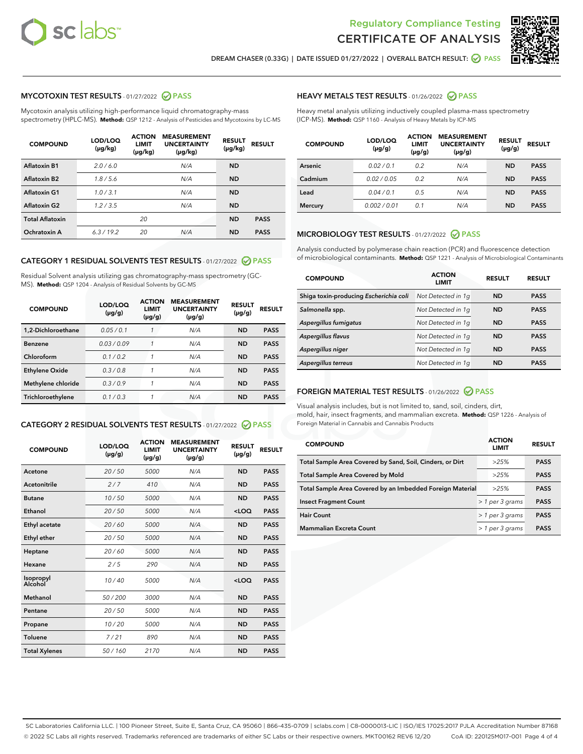Regulatory Compliance Testing

# CERTIFICATE OF ANALYSIS

DREAM CHASER (0.33G) | DATE ISSUED 01/27/2022 | OVERALL BATCH RESULT: PASS

## MYCOTOXIN TEST RESULTS - 01/27/2022 PASS

Mycotoxin analysis utilizing high-performance liquid chromatography-mass spectrometry (HPLC-MS). **Method:** QSP 1212 - Analysis of Pesticides and Mycotoxins by LC-MS

| COMPOUND | LOD/LOQ (µg/kg) | ACTION LIMIT (µg/kg) | MEASUREMENT UNCERTAINTY (µg/kg) | RESULT (µg/kg) | RESULT |
|---|---|---|---|---|---|
| Aflatoxin B1 | 2.0 / 6.0 | | N/A | ND | |
| Aflatoxin B2 | 1.8 / 5.6 | | N/A | ND | |
| Aflatoxin G1 | 1.0 / 3.1 | | N/A | ND | |
| Aflatoxin G2 | 1.2 / 3.5 | | N/A | ND | |
| Total Aflatoxin | | 20 | | ND | PASS |
| Ochratoxin A | 6.3 / 19.2 | 20 | N/A | ND | PASS |

## CATEGORY 1 RESIDUAL SOLVENTS TEST RESULTS - 01/27/2022 PASS

Residual Solvent analysis utilizing gas chromatography-mass spectrometry (GC-MS). **Method:** QSP 1204 - Analysis of Residual Solvents by GC-MS

| COMPOUND | LOD/LOQ (µg/g) | ACTION LIMIT (µg/g) | MEASUREMENT UNCERTAINTY (µg/g) | RESULT (µg/g) | RESULT |
|---|---|---|---|---|---|
| 1,2-Dichloroethane | 0.05 / 0.1 | 1 | N/A | ND | PASS |
| Benzene | 0.03 / 0.09 | 1 | N/A | ND | PASS |
| Chloroform | 0.1 / 0.2 | 1 | N/A | ND | PASS |
| Ethylene Oxide | 0.3 / 0.8 | 1 | N/A | ND | PASS |
| Methylene chloride | 0.3 / 0.9 | 1 | N/A | ND | PASS |
| Trichloroethylene | 0.1 / 0.3 | 1 | N/A | ND | PASS |

## CATEGORY 2 RESIDUAL SOLVENTS TEST RESULTS - 01/27/2022 PASS

| COMPOUND | LOD/LOQ (µg/g) | ACTION LIMIT (µg/g) | MEASUREMENT UNCERTAINTY (µg/g) | RESULT (µg/g) | RESULT |
|---|---|---|---|---|---|
| Acetone | 20 / 50 | 5000 | N/A | ND | PASS |
| Acetonitrile | 2 / 7 | 410 | N/A | ND | PASS |
| Butane | 10 / 50 | 5000 | N/A | ND | PASS |
| Ethanol | 20 / 50 | 5000 | N/A | <LOQ | PASS |
| Ethyl acetate | 20 / 60 | 5000 | N/A | ND | PASS |
| Ethyl ether | 20 / 50 | 5000 | N/A | ND | PASS |
| Heptane | 20 / 60 | 5000 | N/A | ND | PASS |
| Hexane | 2 / 5 | 290 | N/A | ND | PASS |
| Isopropyl Alcohol | 10 / 40 | 5000 | N/A | <LOQ | PASS |
| Methanol | 50 / 200 | 3000 | N/A | ND | PASS |
| Pentane | 20 / 50 | 5000 | N/A | ND | PASS |
| Propane | 10 / 20 | 5000 | N/A | ND | PASS |
| Toluene | 7 / 21 | 890 | N/A | ND | PASS |
| Total Xylenes | 50 / 160 | 2170 | N/A | ND | PASS |

## HEAVY METALS TEST RESULTS - 01/26/2022 PASS

Heavy metal analysis utilizing inductively coupled plasma-mass spectrometry (ICP-MS). **Method:** QSP 1160 - Analysis of Heavy Metals by ICP-MS

| COMPOUND | LOD/LOQ (µg/g) | ACTION LIMIT (µg/g) | MEASUREMENT UNCERTAINTY (µg/g) | RESULT (µg/g) | RESULT |
|---|---|---|---|---|---|
| Arsenic | 0.02 / 0.1 | 0.2 | N/A | ND | PASS |
| Cadmium | 0.02 / 0.05 | 0.2 | N/A | ND | PASS |
| Lead | 0.04 / 0.1 | 0.5 | N/A | ND | PASS |
| Mercury | 0.002 / 0.01 | 0.1 | N/A | ND | PASS |

## MICROBIOLOGY TEST RESULTS - 01/27/2022 PASS

Analysis conducted by polymerase chain reaction (PCR) and fluorescence detection of microbiological contaminants. **Method:** QSP 1221 - Analysis of Microbiological Contaminants

| COMPOUND | ACTION LIMIT | RESULT | RESULT |
|---|---|---|---|
| Shiga toxin-producing *Escherichia coli* | Not Detected in 1g | ND | PASS |
| *Salmonella* spp. | Not Detected in 1g | ND | PASS |
| *Aspergillus fumigatus* | Not Detected in 1g | ND | PASS |
| *Aspergillus flavus* | Not Detected in 1g | ND | PASS |
| *Aspergillus niger* | Not Detected in 1g | ND | PASS |
| *Aspergillus terreus* | Not Detected in 1g | ND | PASS |

## FOREIGN MATERIAL TEST RESULTS - 01/26/2022 PASS

Visual analysis includes, but is not limited to, sand, soil, cinders, dirt, mold, hair, insect fragments, and mammalian excreta. **Method:** QSP 1226 - Analysis of Foreign Material in Cannabis and Cannabis Products

| COMPOUND | ACTION LIMIT | RESULT |
|---|---|---|
| Total Sample Area Covered by Sand, Soil, Cinders, or Dirt | >25% | PASS |
| Total Sample Area Covered by Mold | >25% | PASS |
| Total Sample Area Covered by an Imbedded Foreign Material | >25% | PASS |
| Insect Fragment Count | > 1 per 3 grams | PASS |
| Hair Count | > 1 per 3 grams | PASS |
| Mammalian Excreta Count | > 1 per 3 grams | PASS |

SC Laboratories California LLC. | 100 Pioneer Street, Suite E, Santa Cruz, CA 95060 | 866-435-0709 | sclabs.com | C8-0000013-LIC | ISO/IES 17025:2017 PJLA Accreditation Number 87168
© 2022 SC Labs all rights reserved. Trademarks referenced are trademarks of either SC Labs or their respective owners. MKT00162 REV6 12/20 CoA ID: 220125M017-001